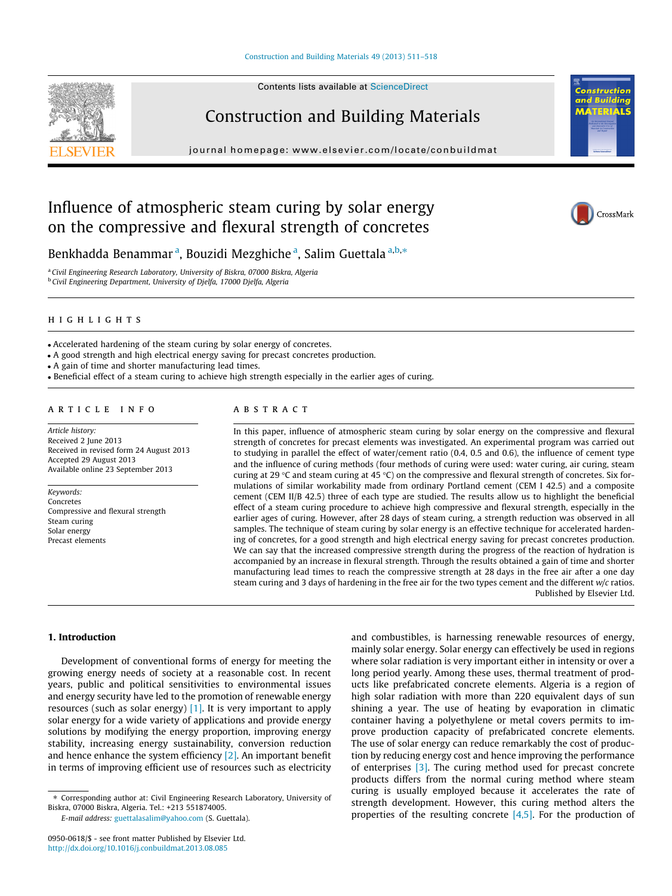# Influence of atmospheric steam curing by solar energy on the compressive and flexural strength of concretes

Benkhadda Benammar [a], Bouzidi Mezghiche [a], Salim Guettala [a,b,*]

[a] Civil Engineering Research Laboratory, University of Biskra, 07000 Biskra, Algeria
[b] Civil Engineering Department, University of Djelfa, 17000 Djelfa, Algeria

## HIGHLIGHTS

- Accelerated hardening of the steam curing by solar energy of concretes.
- A good strength and high electrical energy saving for precast concretes production.
- A gain of time and shorter manufacturing lead times.
- Beneficial effect of a steam curing to achieve high strength especially in the earlier ages of curing.

## ARTICLE INFO

*Article history:*
Received 2 June 2013
Received in revised form 24 August 2013
Accepted 29 August 2013
Available online 23 September 2013

*Keywords:*
Concretes
Compressive and flexural strength
Steam curing
Solar energy
Precast elements

## ABSTRACT

In this paper, influence of atmospheric steam curing by solar energy on the compressive and flexural strength of concretes for precast elements was investigated. An experimental program was carried out to studying in parallel the effect of water/cement ratio (0.4, 0.5 and 0.6), the influence of cement type and the influence of curing methods (four methods of curing were used: water curing, air curing, steam curing at 29 °C and steam curing at 45 °C) on the compressive and flexural strength of concretes. Six formulations of similar workability made from ordinary Portland cement (CEM I 42.5) and a composite cement (CEM II/B 42.5) three of each type are studied. The results allow us to highlight the beneficial effect of a steam curing procedure to achieve high compressive and flexural strength, especially in the earlier ages of curing. However, after 28 days of steam curing, a strength reduction was observed in all samples. The technique of steam curing by solar energy is an effective technique for accelerated hardening of concretes, for a good strength and high electrical energy saving for precast concretes production. We can say that the increased compressive strength during the progress of the reaction of hydration is accompanied by an increase in flexural strength. Through the results obtained a gain of time and shorter manufacturing lead times to reach the compressive strength at 28 days in the free air after a one day steam curing and 3 days of hardening in the free air for the two types cement and the different *w/c* ratios.

Published by Elsevier Ltd.

## 1. Introduction

Development of conventional forms of energy for meeting the growing energy needs of society at a reasonable cost. In recent years, public and political sensitivities to environmental issues and energy security have led to the promotion of renewable energy resources (such as solar energy) [1]. It is very important to apply solar energy for a wide variety of applications and provide energy solutions by modifying the energy proportion, improving energy stability, increasing energy sustainability, conversion reduction and hence enhance the system efficiency [2]. An important benefit in terms of improving efficient use of resources such as electricity and combustibles, is harnessing renewable resources of energy, mainly solar energy. Solar energy can effectively be used in regions where solar radiation is very important either in intensity or over a long period yearly. Among these uses, thermal treatment of products like prefabricated concrete elements. Algeria is a region of high solar radiation with more than 220 equivalent days of sun shining a year. The use of heating by evaporation in climatic container having a polyethylene or metal covers permits to improve production capacity of prefabricated concrete elements. The use of solar energy can reduce remarkably the cost of production by reducing energy cost and hence improving the performance of enterprises [3]. The curing method used for precast concrete products differs from the normal curing method where steam curing is usually employed because it accelerates the rate of strength development. However, this curing method alters the properties of the resulting concrete [4,5]. For the production of

* Corresponding author at: Civil Engineering Research Laboratory, University of Biskra, 07000 Biskra, Algeria. Tel.: +213 551874005.
E-mail address: guettalasalim@yahoo.com (S. Guettala).

0950-0618/$ - see front matter Published by Elsevier Ltd.
http://dx.doi.org/10.1016/j.conbuildmat.2013.08.085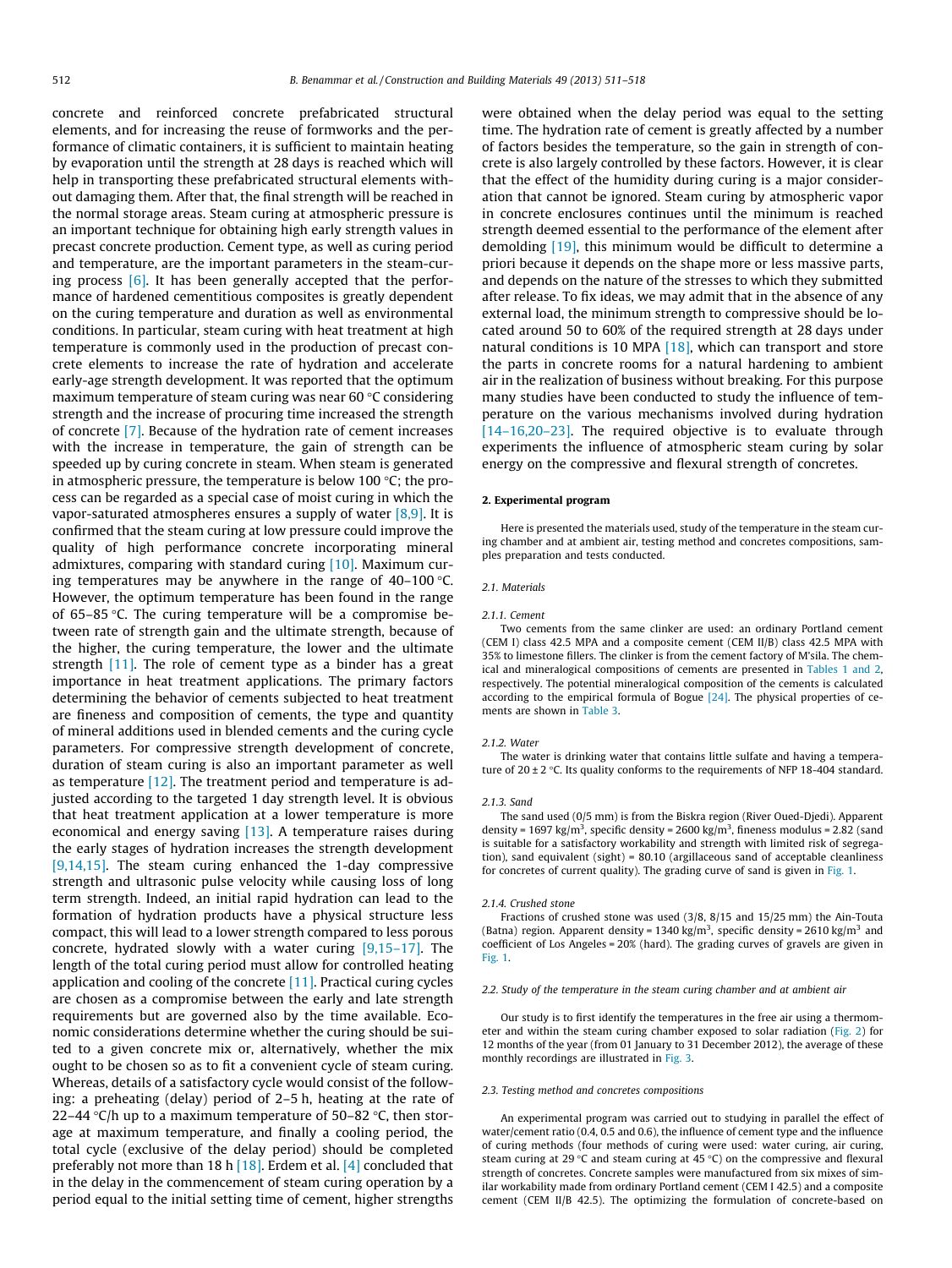concrete and reinforced concrete prefabricated structural elements, and for increasing the reuse of formworks and the performance of climatic containers, it is sufficient to maintain heating by evaporation until the strength at 28 days is reached which will help in transporting these prefabricated structural elements without damaging them. After that, the final strength will be reached in the normal storage areas. Steam curing at atmospheric pressure is an important technique for obtaining high early strength values in precast concrete production. Cement type, as well as curing period and temperature, are the important parameters in the steam-curing process [6]. It has been generally accepted that the performance of hardened cementitious composites is greatly dependent on the curing temperature and duration as well as environmental conditions. In particular, steam curing with heat treatment at high temperature is commonly used in the production of precast concrete elements to increase the rate of hydration and accelerate early-age strength development. It was reported that the optimum maximum temperature of steam curing was near 60 °C considering strength and the increase of procuring time increased the strength of concrete [7]. Because of the hydration rate of cement increases with the increase in temperature, the gain of strength can be speeded up by curing concrete in steam. When steam is generated in atmospheric pressure, the temperature is below 100 °C; the process can be regarded as a special case of moist curing in which the vapor-saturated atmospheres ensures a supply of water [8,9]. It is confirmed that the steam curing at low pressure could improve the quality of high performance concrete incorporating mineral admixtures, comparing with standard curing [10]. Maximum curing temperatures may be anywhere in the range of 40–100 °C. However, the optimum temperature has been found in the range of 65–85 °C. The curing temperature will be a compromise between rate of strength gain and the ultimate strength, because of the higher, the curing temperature, the lower and the ultimate strength [11]. The role of cement type as a binder has a great importance in heat treatment applications. The primary factors determining the behavior of cements subjected to heat treatment are fineness and composition of cements, the type and quantity of mineral additions used in blended cements and the curing cycle parameters. For compressive strength development of concrete, duration of steam curing is also an important parameter as well as temperature [12]. The treatment period and temperature is adjusted according to the targeted 1 day strength level. It is obvious that heat treatment application at a lower temperature is more economical and energy saving [13]. A temperature raises during the early stages of hydration increases the strength development [9,14,15]. The steam curing enhanced the 1-day compressive strength and ultrasonic pulse velocity while causing loss of long term strength. Indeed, an initial rapid hydration can lead to the formation of hydration products have a physical structure less compact, this will lead to a lower strength compared to less porous concrete, hydrated slowly with a water curing [9,15–17]. The length of the total curing period must allow for controlled heating application and cooling of the concrete [11]. Practical curing cycles are chosen as a compromise between the early and late strength requirements but are governed also by the time available. Economic considerations determine whether the curing should be suited to a given concrete mix or, alternatively, whether the mix ought to be chosen so as to fit a convenient cycle of steam curing. Whereas, details of a satisfactory cycle would consist of the following: a preheating (delay) period of 2–5 h, heating at the rate of 22–44 °C/h up to a maximum temperature of 50–82 °C, then storage at maximum temperature, and finally a cooling period, the total cycle (exclusive of the delay period) should be completed preferably not more than 18 h [18]. Erdem et al. [4] concluded that in the delay in the commencement of steam curing operation by a period equal to the initial setting time of cement, higher strengths were obtained when the delay period was equal to the setting time. The hydration rate of cement is greatly affected by a number of factors besides the temperature, so the gain in strength of concrete is also largely controlled by these factors. However, it is clear that the effect of the humidity during curing is a major consideration that cannot be ignored. Steam curing by atmospheric vapor in concrete enclosures continues until the minimum is reached strength deemed essential to the performance of the element after demolding [19], this minimum would be difficult to determine a priori because it depends on the shape more or less massive parts, and depends on the nature of the stresses to which they submitted after release. To fix ideas, we may admit that in the absence of any external load, the minimum strength to compressive should be located around 50 to 60% of the required strength at 28 days under natural conditions is 10 MPA [18], which can transport and store the parts in concrete rooms for a natural hardening to ambient air in the realization of business without breaking. For this purpose many studies have been conducted to study the influence of temperature on the various mechanisms involved during hydration [14–16,20–23]. The required objective is to evaluate through experiments the influence of atmospheric steam curing by solar energy on the compressive and flexural strength of concretes.

## 2. Experimental program

Here is presented the materials used, study of the temperature in the steam curing chamber and at ambient air, testing method and concretes compositions, samples preparation and tests conducted.

### 2.1. Materials

#### 2.1.1. Cement

Two cements from the same clinker are used: an ordinary Portland cement (CEM I) class 42.5 MPA and a composite cement (CEM II/B) class 42.5 MPA with 35% to limestone fillers. The clinker is from the cement factory of M'sila. The chemical and mineralogical compositions of cements are presented in Tables 1 and 2, respectively. The potential mineralogical composition of the cements is calculated according to the empirical formula of Bogue [24]. The physical properties of cements are shown in Table 3.

#### 2.1.2. Water

The water is drinking water that contains little sulfate and having a temperature of 20 ± 2 °C. Its quality conforms to the requirements of NFP 18-404 standard.

#### 2.1.3. Sand

The sand used (0/5 mm) is from the Biskra region (River Oued-Djedi). Apparent density = 1697 kg/m$^3$, specific density = 2600 kg/m$^3$, fineness modulus = 2.82 (sand is suitable for a satisfactory workability and strength with limited risk of segregation), sand equivalent (sight) = 80.10 (argillaceous sand of acceptable cleanliness for concretes of current quality). The grading curve of sand is given in Fig. 1.

#### 2.1.4. Crushed stone

Fractions of crushed stone was used (3/8, 8/15 and 15/25 mm) the Ain-Touta (Batna) region. Apparent density = 1340 kg/m$^3$, specific density = 2610 kg/m$^3$ and coefficient of Los Angeles = 20% (hard). The grading curves of gravels are given in Fig. 1.

### 2.2. Study of the temperature in the steam curing chamber and at ambient air

Our study is to first identify the temperatures in the free air using a thermometer and within the steam curing chamber exposed to solar radiation (Fig. 2) for 12 months of the year (from 01 January to 31 December 2012), the average of these monthly recordings are illustrated in Fig. 3.

### 2.3. Testing method and concretes compositions

An experimental program was carried out to studying in parallel the effect of water/cement ratio (0.4, 0.5 and 0.6), the influence of cement type and the influence of curing methods (four methods of curing were used: water curing, air curing, steam curing at 29 °C and steam curing at 45 °C) on the compressive and flexural strength of concretes. Concrete samples were manufactured from six mixes of similar workability made from ordinary Portland cement (CEM I 42.5) and a composite cement (CEM II/B 42.5). The optimizing the formulation of concrete-based on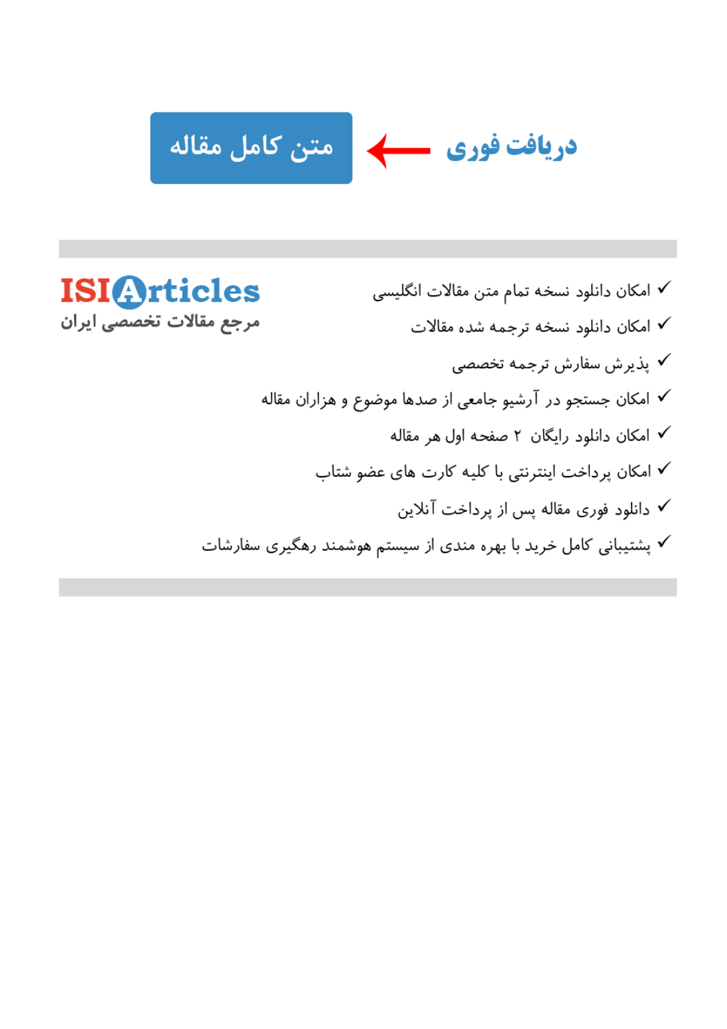دریافت فوری ← متن کامل مقاله

ISIArticles
مرجع مقالات تخصصی ایران

- ✓ امکان دانلود نسخه تمام متن مقالات انگلیسی
- ✓ امکان دانلود نسخه ترجمه شده مقالات
- ✓ پذیرش سفارش ترجمه تخصصی
- ✓ امکان جستجو در آرشیو جامعی از صدها موضوع و هزاران مقاله
- ✓ امکان دانلود رایگان ۲ صفحه اول هر مقاله
- ✓ امکان پرداخت اینترنتی با کلیه کارت های عضو شتاب
- ✓ دانلود فوری مقاله پس از پرداخت آنلاین
- ✓ پشتیبانی کامل خرید با بهره مندی از سیستم هوشمند رهگیری سفارشات